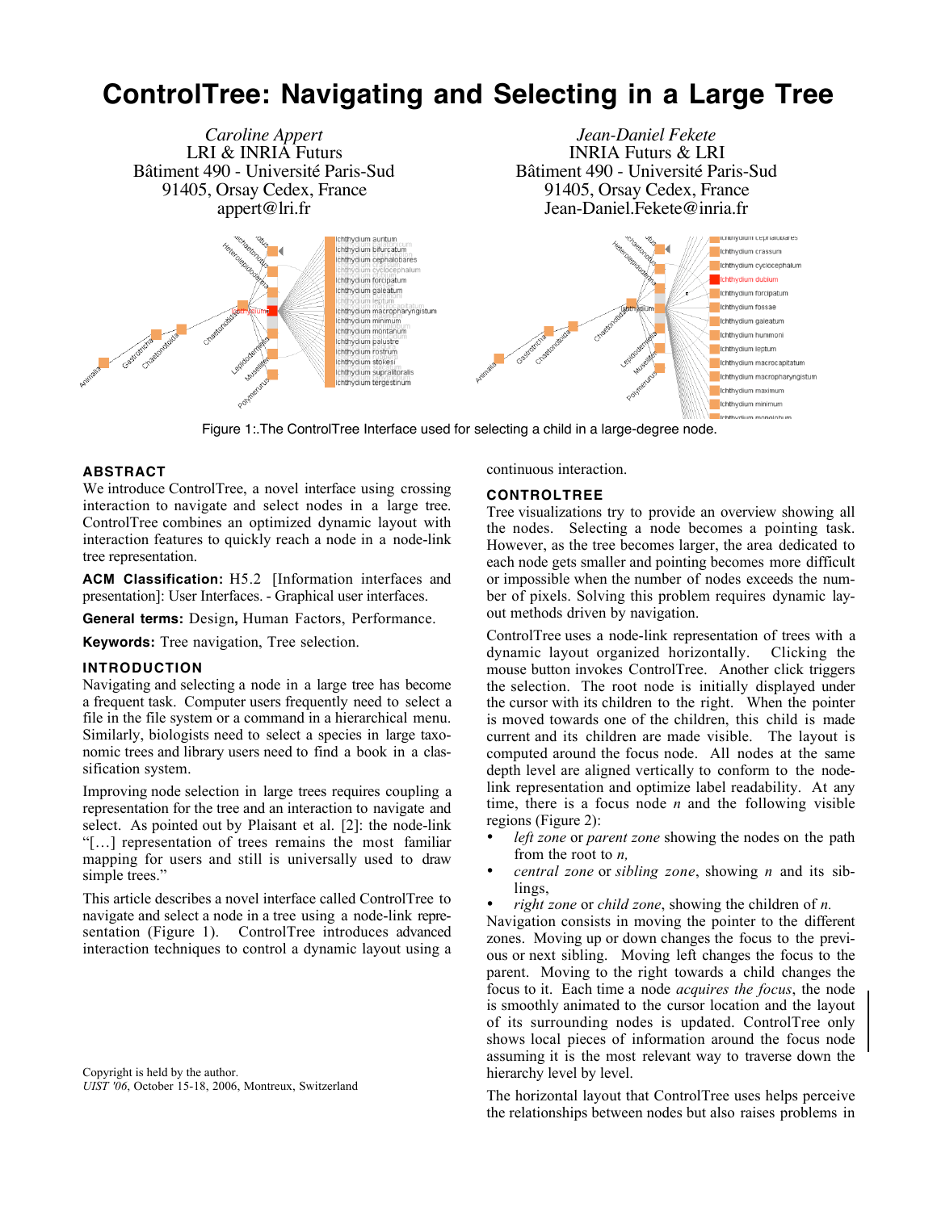# ControlTree: Navigating and Selecting in a Large Tree

*Caroline Appert*
LRI & INRIA Futurs
Bâtiment 490 - Université Paris-Sud
91405, Orsay Cedex, France
appert@lri.fr

*Jean-Daniel Fekete*
INRIA Futurs & LRI
Bâtiment 490 - Université Paris-Sud
91405, Orsay Cedex, France
Jean-Daniel.Fekete@inria.fr

Figure 1:.The ControlTree Interface used for selecting a child in a large-degree node.

## ABSTRACT

We introduce ControlTree, a novel interface using crossing interaction to navigate and select nodes in a large tree. ControlTree combines an optimized dynamic layout with interaction features to quickly reach a node in a node-link tree representation.

**ACM Classification:** H5.2 [Information interfaces and presentation]: User Interfaces. - Graphical user interfaces.

**General terms:** Design, Human Factors, Performance.

**Keywords:** Tree navigation, Tree selection.

## INTRODUCTION

Navigating and selecting a node in a large tree has become a frequent task. Computer users frequently need to select a file in the file system or a command in a hierarchical menu. Similarly, biologists need to select a species in large taxonomic trees and library users need to find a book in a classification system.

Improving node selection in large trees requires coupling a representation for the tree and an interaction to navigate and select. As pointed out by Plaisant et al. [2]: the node-link "[…] representation of trees remains the most familiar mapping for users and still is universally used to draw simple trees."

This article describes a novel interface called ControlTree to navigate and select a node in a tree using a node-link representation (Figure 1). ControlTree introduces advanced interaction techniques to control a dynamic layout using a continuous interaction.

## CONTROLTREE

Tree visualizations try to provide an overview showing all the nodes. Selecting a node becomes a pointing task. However, as the tree becomes larger, the area dedicated to each node gets smaller and pointing becomes more difficult or impossible when the number of nodes exceeds the number of pixels. Solving this problem requires dynamic layout methods driven by navigation.

ControlTree uses a node-link representation of trees with a dynamic layout organized horizontally. Clicking the mouse button invokes ControlTree. Another click triggers the selection. The root node is initially displayed under the cursor with its children to the right. When the pointer is moved towards one of the children, this child is made current and its children are made visible. The layout is computed around the focus node. All nodes at the same depth level are aligned vertically to conform to the node-link representation and optimize label readability. At any time, there is a focus node *n* and the following visible regions (Figure 2):

- *left zone* or *parent zone* showing the nodes on the path from the root to *n,*
- *central zone* or *sibling zone*, showing *n* and its siblings,
- *right zone* or *child zone*, showing the children of *n.*

Navigation consists in moving the pointer to the different zones. Moving up or down changes the focus to the previous or next sibling. Moving left changes the focus to the parent. Moving to the right towards a child changes the focus to it. Each time a node *acquires the focus*, the node is smoothly animated to the cursor location and the layout of its surrounding nodes is updated. ControlTree only shows local pieces of information around the focus node assuming it is the most relevant way to traverse down the hierarchy level by level.

The horizontal layout that ControlTree uses helps perceive the relationships between nodes but also raises problems in

Copyright is held by the author.
*UIST '06*, October 15-18, 2006, Montreux, Switzerland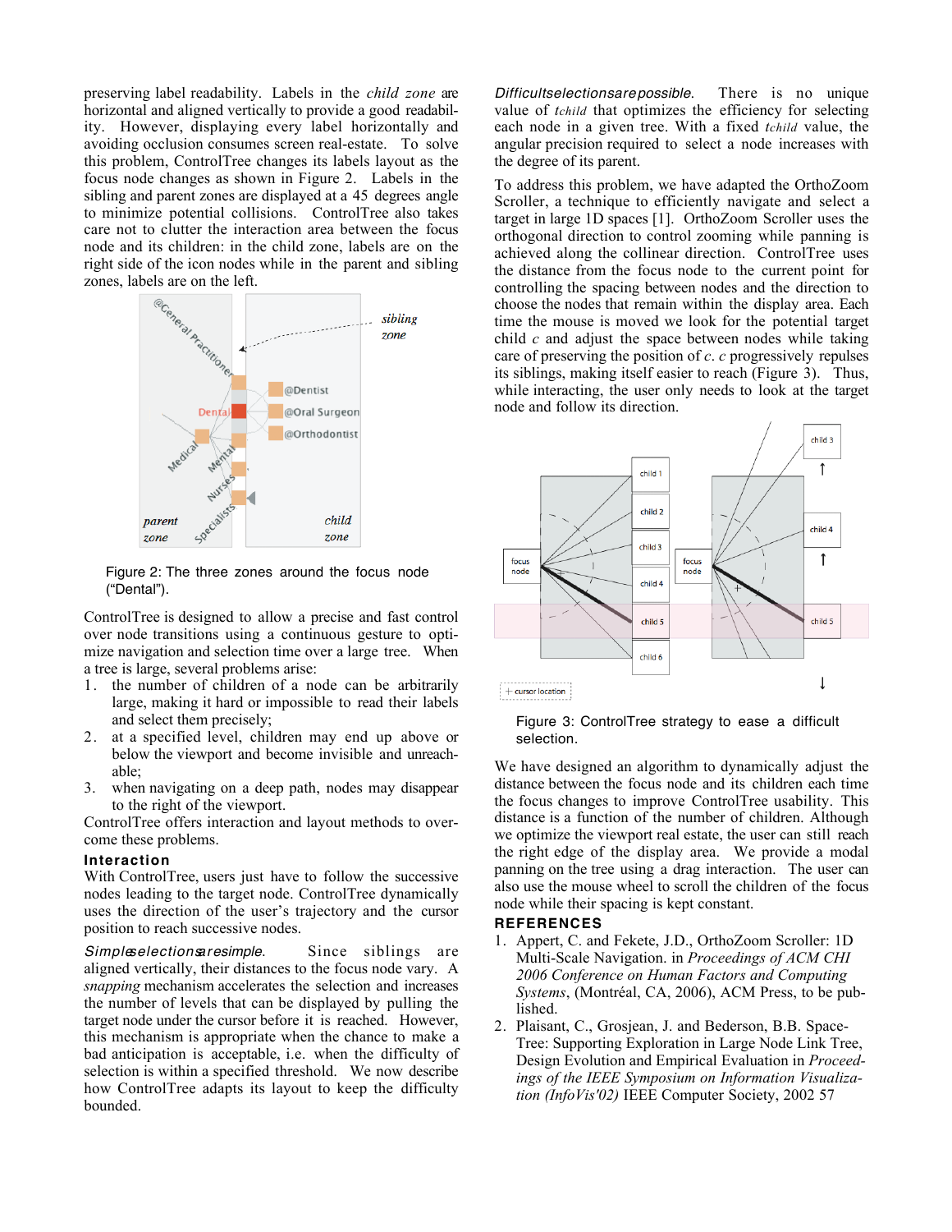preserving label readability. Labels in the *child zone* are horizontal and aligned vertically to provide a good readability. However, displaying every label horizontally and avoiding occlusion consumes screen real-estate. To solve this problem, ControlTree changes its labels layout as the focus node changes as shown in Figure 2. Labels in the sibling and parent zones are displayed at a 45 degrees angle to minimize potential collisions. ControlTree also takes care not to clutter the interaction area between the focus node and its children: in the child zone, labels are on the right side of the icon nodes while in the parent and sibling zones, labels are on the left.

sibling zone
@General Practitioner
@Dentist
Dental
@Oral Surgeon
@Orthodontist
Medical
Mental
Nurses
Specialists
parent zone
child zone

Figure 2: The three zones around the focus node ("Dental").

ControlTree is designed to allow a precise and fast control over node transitions using a continuous gesture to optimize navigation and selection time over a large tree. When a tree is large, several problems arise:

1. the number of children of a node can be arbitrarily large, making it hard or impossible to read their labels and select them precisely;
2. at a specified level, children may end up above or below the viewport and become invisible and unreachable;
3. when navigating on a deep path, nodes may disappear to the right of the viewport.

ControlTree offers interaction and layout methods to overcome these problems.

## Interaction

With ControlTree, users just have to follow the successive nodes leading to the target node. ControlTree dynamically uses the direction of the user's trajectory and the cursor position to reach successive nodes.

*Simple selections are simple.* Since siblings are aligned vertically, their distances to the focus node vary. A *snapping* mechanism accelerates the selection and increases the number of levels that can be displayed by pulling the target node under the cursor before it is reached. However, this mechanism is appropriate when the chance to make a bad anticipation is acceptable, i.e. when the difficulty of selection is within a specified threshold. We now describe how ControlTree adapts its layout to keep the difficulty bounded.

*Difficult selections are possible.* There is no unique value of $t_{child}$ that optimizes the efficiency for selecting each node in a given tree. With a fixed $t_{child}$ value, the angular precision required to select a node increases with the degree of its parent.

To address this problem, we have adapted the OrthoZoom Scroller, a technique to efficiently navigate and select a target in large 1D spaces [1]. OrthoZoom Scroller uses the orthogonal direction to control zooming while panning is achieved along the collinear direction. ControlTree uses the distance from the focus node to the current point for controlling the spacing between nodes and the direction to choose the nodes that remain within the display area. Each time the mouse is moved we look for the potential target child *c* and adjust the space between nodes while taking care of preserving the position of *c*. *c* progressively repulses its siblings, making itself easier to reach (Figure 3). Thus, while interacting, the user only needs to look at the target node and follow its direction.

child 1
child 2
child 3
child 4
child 5
child 6
focus node
focus node
child 3
child 4
child 5
cursor location

Figure 3: ControlTree strategy to ease a difficult selection.

We have designed an algorithm to dynamically adjust the distance between the focus node and its children each time the focus changes to improve ControlTree usability. This distance is a function of the number of children. Although we optimize the viewport real estate, the user can still reach the right edge of the display area. We provide a modal panning on the tree using a drag interaction. The user can also use the mouse wheel to scroll the children of the focus node while their spacing is kept constant.

## REFERENCES

1. Appert, C. and Fekete, J.D., OrthoZoom Scroller: 1D Multi-Scale Navigation. in *Proceedings of ACM CHI 2006 Conference on Human Factors and Computing Systems*, (Montréal, CA, 2006), ACM Press, to be published.
2. Plaisant, C., Grosjean, J. and Bederson, B.B. SpaceTree: Supporting Exploration in Large Node Link Tree, Design Evolution and Empirical Evaluation in *Proceedings of the IEEE Symposium on Information Visualization (InfoVis'02)* IEEE Computer Society, 2002 57